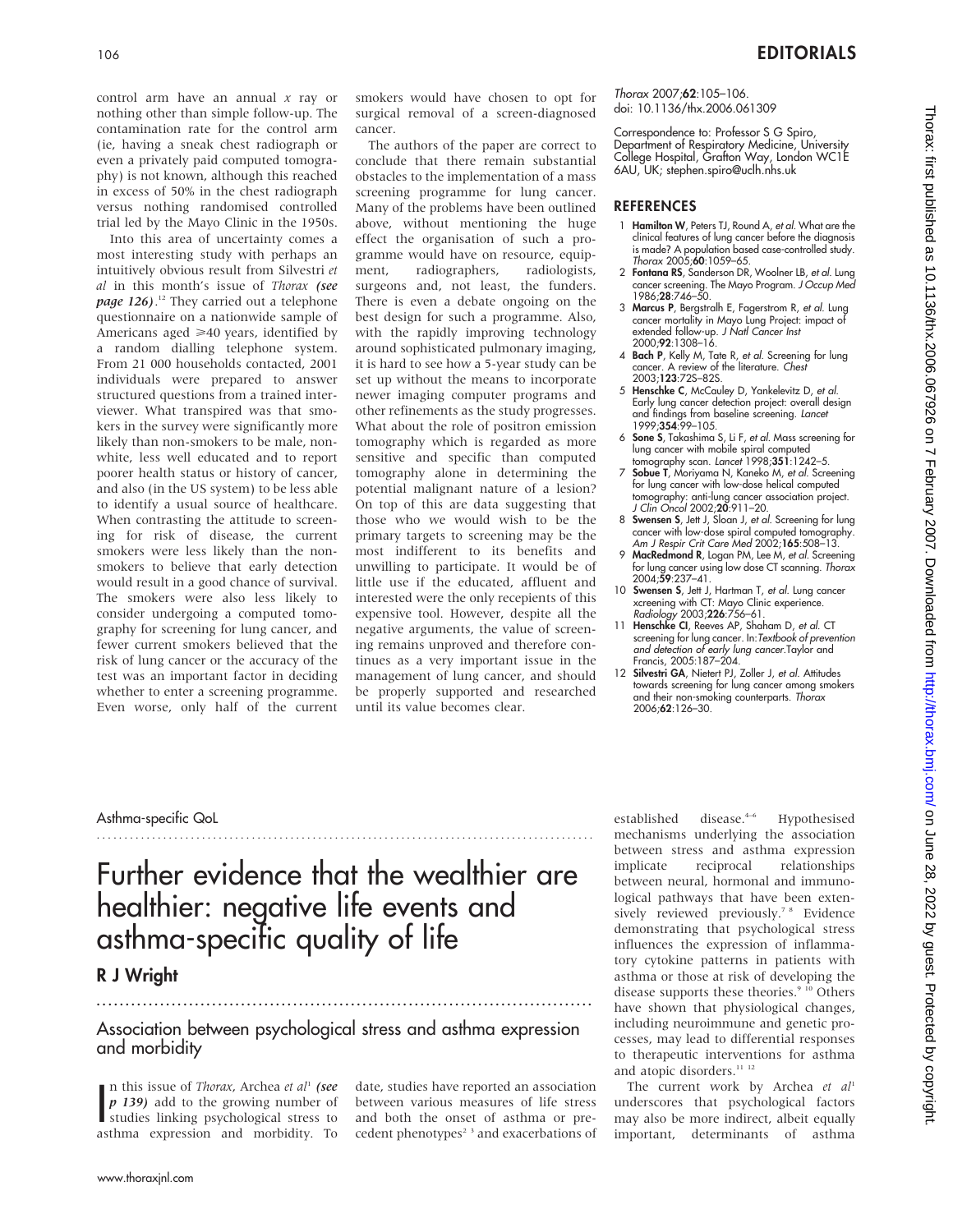control arm have an annual *x* ray or nothing other than simple follow-up. The contamination rate for the control arm (ie, having a sneak chest radiograph or even a privately paid computed tomography) is not known, although this reached in excess of 50% in the chest radiograph versus nothing randomised controlled trial led by the Mayo Clinic in the 1950s.

Into this area of uncertainty comes a most interesting study with perhaps an intuitively obvious result from Silvestri *et al* in this month's issue of *Thorax* ***(see page 126)***.[12] They carried out a telephone questionnaire on a nationwide sample of Americans aged ⩾40 years, identified by a random dialling telephone system. From 21 000 households contacted, 2001 individuals were prepared to answer structured questions from a trained interviewer. What transpired was that smokers in the survey were significantly more likely than non-smokers to be male, non-white, less well educated and to report poorer health status or history of cancer, and also (in the US system) to be less able to identify a usual source of healthcare. When contrasting the attitude to screening for risk of disease, the current smokers were less likely than the non-smokers to believe that early detection would result in a good chance of survival. The smokers were also less likely to consider undergoing a computed tomography for screening for lung cancer, and fewer current smokers believed that the risk of lung cancer or the accuracy of the test was an important factor in deciding whether to enter a screening programme. Even worse, only half of the current smokers would have chosen to opt for surgical removal of a screen-diagnosed cancer.

The authors of the paper are correct to conclude that there remain substantial obstacles to the implementation of a mass screening programme for lung cancer. Many of the problems have been outlined above, without mentioning the huge effect the organisation of such a programme would have on resource, equipment, radiographers, radiologists, surgeons and, not least, the funders. There is even a debate ongoing on the best design for such a programme. Also, with the rapidly improving technology around sophisticated pulmonary imaging, it is hard to see how a 5-year study can be set up without the means to incorporate newer imaging computer programs and other refinements as the study progresses. What about the role of positron emission tomography which is regarded as more sensitive and specific than computed tomography alone in determining the potential malignant nature of a lesion? On top of this are data suggesting that those who we would wish to be the primary targets to screening may be the most indifferent to its benefits and unwilling to participate. It would be of little use if the educated, affluent and interested were the only recipients of this expensive tool. However, despite all the negative arguments, the value of screening remains unproved and therefore continues as a very important issue in the management of lung cancer, and should be properly supported and researched until its value becomes clear.

*Thorax* 2007;**62**:105–106.
doi: 10.1136/thx.2006.061309

Correspondence to: Professor S G Spiro, Department of Respiratory Medicine, University College Hospital, Grafton Way, London WC1E 6AU, UK; stephen.spiro@uclh.nhs.uk

## REFERENCES

1. **Hamilton W**, Peters TJ, Round A, *et al*. What are the clinical features of lung cancer before the diagnosis is made? A population based case-controlled study. *Thorax* 2005;**60**:1059–65.
2. **Fontana RS**, Sanderson DR, Woolner LB, *et al*. Lung cancer screening. The Mayo Program. *J Occup Med* 1986;**28**:746–50.
3. **Marcus P**, Bergstralh E, Fagerstrom R, *et al*. Lung cancer mortality in Mayo Lung Project: impact of extended follow-up. *J Natl Cancer Inst* 2000;**92**:1308–16.
4. **Bach P**, Kelly M, Tate R, *et al*. Screening for lung cancer. A review of the literature. *Chest* 2003;**123**:72S–82S.
5. **Henschke C**, McCauley D, Yankelevitz D, *et al*. Early lung cancer detection project: overall design and findings from baseline screening. *Lancet* 1999;**354**:99–105.
6. **Sone S**, Takashima S, Li F, *et al*. Mass screening for lung cancer with mobile spiral computed tomography scan. *Lancet* 1998;**351**:1242–5.
7. **Sobue T**, Moriyama N, Kaneko M, *et al*. Screening for lung cancer with low-dose helical computed tomography: anti-lung cancer association project. *J Clin Oncol* 2002;**20**:911–20.
8. **Swensen S**, Jett J, Sloan J, *et al*. Screening for lung cancer with low-dose spiral computed tomography. *Am J Respir Crit Care Med* 2002;**165**:508–13.
9. **MacRedmond R**, Logan PM, Lee M, *et al*. Screening for lung cancer using low dose CT scanning. *Thorax* 2004;**59**:237–41.
10. **Swensen S**, Jett J, Hartman T, *et al*. Lung cancer xcreening with CT: Mayo Clinic experience. *Radiology* 2003;**226**:756–61.
11. **Henschke CI**, Reeves AP, Shaham D, *et al*. CT screening for lung cancer. In: *Textbook of prevention and detection of early lung cancer*. Taylor and Francis, 2005:187–204.
12. **Silvestri GA**, Nietert PJ, Zoller J, *et al*. Attitudes towards screening for lung cancer among smokers and their non-smoking counterparts. *Thorax* 2006;**62**:126–30.

Asthma-specific QoL

# Further evidence that the wealthier are healthier: negative life events and asthma-specific quality of life

**R J Wright**

## Association between psychological stress and asthma expression and morbidity

In this issue of *Thorax*, Archea *et al*[1] ***(see p 139)*** add to the growing number of studies linking psychological stress to asthma expression and morbidity. To date, studies have reported an association between various measures of life stress and both the onset of asthma or precedent phenotypes[2,3] and exacerbations of established disease.[4–6] Hypothesised mechanisms underlying the association between stress and asthma expression implicate reciprocal relationships between neural, hormonal and immunological pathways that have been extensively reviewed previously.[7,8] Evidence demonstrating that psychological stress influences the expression of inflammatory cytokine patterns in patients with asthma or those at risk of developing the disease supports these theories.[9,10] Others have shown that physiological changes, including neuroimmune and genetic processes, may lead to differential responses to therapeutic interventions for asthma and atopic disorders.[11,12]

The current work by Archea *et al*[1] underscores that psychological factors may also be more indirect, albeit equally important, determinants of asthma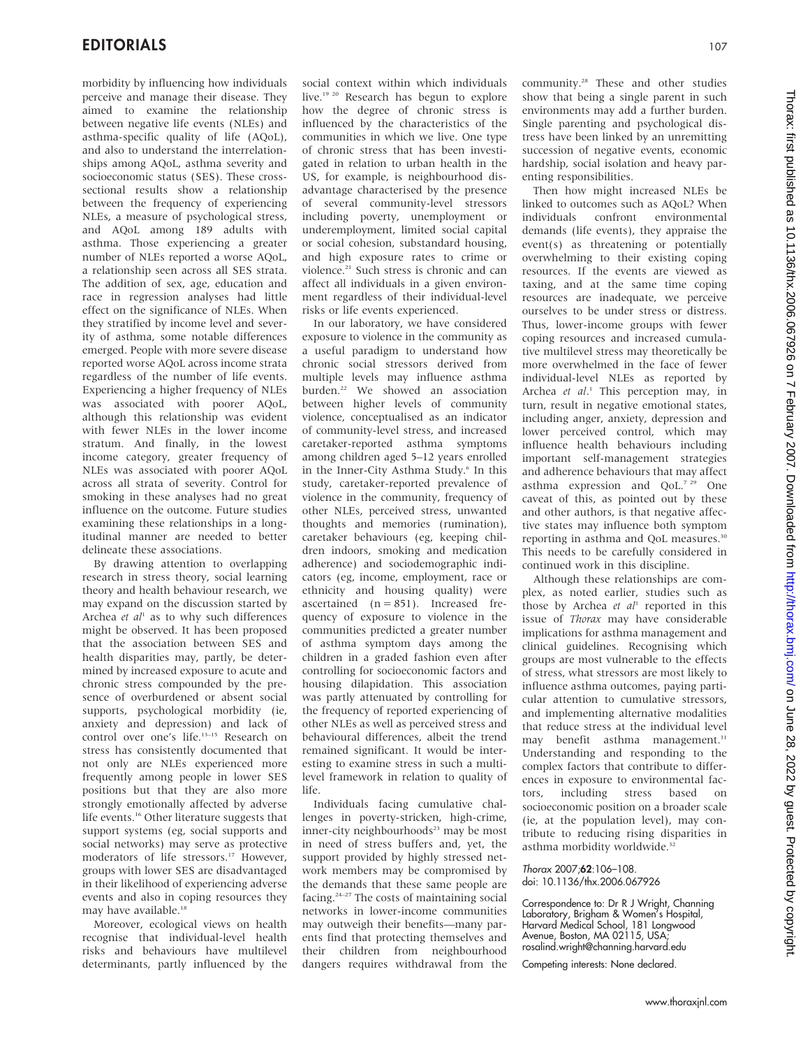morbidity by influencing how individuals perceive and manage their disease. They aimed to examine the relationship between negative life events (NLEs) and asthma-specific quality of life (AQoL), and also to understand the interrelationships among AQoL, asthma severity and socioeconomic status (SES). These cross-sectional results show a relationship between the frequency of experiencing NLEs, a measure of psychological stress, and AQoL among 189 adults with asthma. Those experiencing a greater number of NLEs reported a worse AQoL, a relationship seen across all SES strata. The addition of sex, age, education and race in regression analyses had little effect on the significance of NLEs. When they stratified by income level and severity of asthma, some notable differences emerged. People with more severe disease reported worse AQoL across income strata regardless of the number of life events. Experiencing a higher frequency of NLEs was associated with poorer AQoL, although this relationship was evident with fewer NLEs in the lower income stratum. And finally, in the lowest income category, greater frequency of NLEs was associated with poorer AQoL across all strata of severity. Control for smoking in these analyses had no great influence on the outcome. Future studies examining these relationships in a longitudinal manner are needed to better delineate these associations.

By drawing attention to overlapping research in stress theory, social learning theory and health behaviour research, we may expand on the discussion started by Archea *et al*[1] as to why such differences might be observed. It has been proposed that the association between SES and health disparities may, partly, be determined by increased exposure to acute and chronic stress compounded by the presence of overburdened or absent social supports, psychological morbidity (ie, anxiety and depression) and lack of control over one's life.[13–15] Research on stress has consistently documented that not only are NLEs experienced more frequently among people in lower SES positions but that they are also more strongly emotionally affected by adverse life events.[16] Other literature suggests that support systems (eg, social supports and social networks) may serve as protective moderators of life stressors.[17] However, groups with lower SES are disadvantaged in their likelihood of experiencing adverse events and also in coping resources they may have available.[18]

Moreover, ecological views on health recognise that individual-level health risks and behaviours have multilevel determinants, partly influenced by the social context within which individuals live.[19 20] Research has begun to explore how the degree of chronic stress is influenced by the characteristics of the communities in which we live. One type of chronic stress that has been investigated in relation to urban health in the US, for example, is neighbourhood disadvantage characterised by the presence of several community-level stressors including poverty, unemployment or underemployment, limited social capital or social cohesion, substandard housing, and high exposure rates to crime or violence.[21] Such stress is chronic and can affect all individuals in a given environment regardless of their individual-level risks or life events experienced.

In our laboratory, we have considered exposure to violence in the community as a useful paradigm to understand how chronic social stressors derived from multiple levels may influence asthma burden.[22] We showed an association between higher levels of community violence, conceptualised as an indicator of community-level stress, and increased caretaker-reported asthma symptoms among children aged 5–12 years enrolled in the Inner-City Asthma Study.[6] In this study, caretaker-reported prevalence of violence in the community, frequency of other NLEs, perceived stress, unwanted thoughts and memories (rumination), caretaker behaviours (eg, keeping children indoors, smoking and medication adherence) and sociodemographic indicators (eg, income, employment, race or ethnicity and housing quality) were ascertained (n = 851). Increased frequency of exposure to violence in the communities predicted a greater number of asthma symptom days among the children in a graded fashion even after controlling for socioeconomic factors and housing dilapidation. This association was partly attenuated by controlling for the frequency of reported experiencing of other NLEs as well as perceived stress and behavioural differences, albeit the trend remained significant. It would be interesting to examine stress in such a multilevel framework in relation to quality of life.

Individuals facing cumulative challenges in poverty-stricken, high-crime, inner-city neighbourhoods[23] may be most in need of stress buffers and, yet, the support provided by highly stressed network members may be compromised by the demands that these same people are facing.[24–27] The costs of maintaining social networks in lower-income communities may outweigh their benefits—many parents find that protecting themselves and their children from neighbourhood dangers requires withdrawal from the community.[28] These and other studies show that being a single parent in such environments may add a further burden. Single parenting and psychological distress have been linked by an unremitting succession of negative events, economic hardship, social isolation and heavy parenting responsibilities.

Then how might increased NLEs be linked to outcomes such as AQoL? When individuals confront environmental demands (life events), they appraise the event(s) as threatening or potentially overwhelming to their existing coping resources. If the events are viewed as taxing, and at the same time coping resources are inadequate, we perceive ourselves to be under stress or distress. Thus, lower-income groups with fewer coping resources and increased cumulative multilevel stress may theoretically be more overwhelmed in the face of fewer individual-level NLEs as reported by Archea *et al*.[1] This perception may, in turn, result in negative emotional states, including anger, anxiety, depression and lower perceived control, which may influence health behaviours including important self-management strategies and adherence behaviours that may affect asthma expression and QoL.[7 29] One caveat of this, as pointed out by these and other authors, is that negative affective states may influence both symptom reporting in asthma and QoL measures.[30] This needs to be carefully considered in continued work in this discipline.

Although these relationships are complex, as noted earlier, studies such as those by Archea *et al*[1] reported in this issue of *Thorax* may have considerable implications for asthma management and clinical guidelines. Recognising which groups are most vulnerable to the effects of stress, what stressors are most likely to influence asthma outcomes, paying particular attention to cumulative stressors, and implementing alternative modalities that reduce stress at the individual level may benefit asthma management.[31] Understanding and responding to the complex factors that contribute to differences in exposure to environmental factors, including stress based on socioeconomic position on a broader scale (ie, at the population level), may contribute to reducing rising disparities in asthma morbidity worldwide.[32]

*Thorax* 2007;**62**:106–108.
doi: 10.1136/thx.2006.067926

Correspondence to: Dr R J Wright, Channing Laboratory, Brigham & Women's Hospital, Harvard Medical School, 181 Longwood Avenue, Boston, MA 02115, USA; rosalind.wright@channing.harvard.edu

Competing interests: None declared.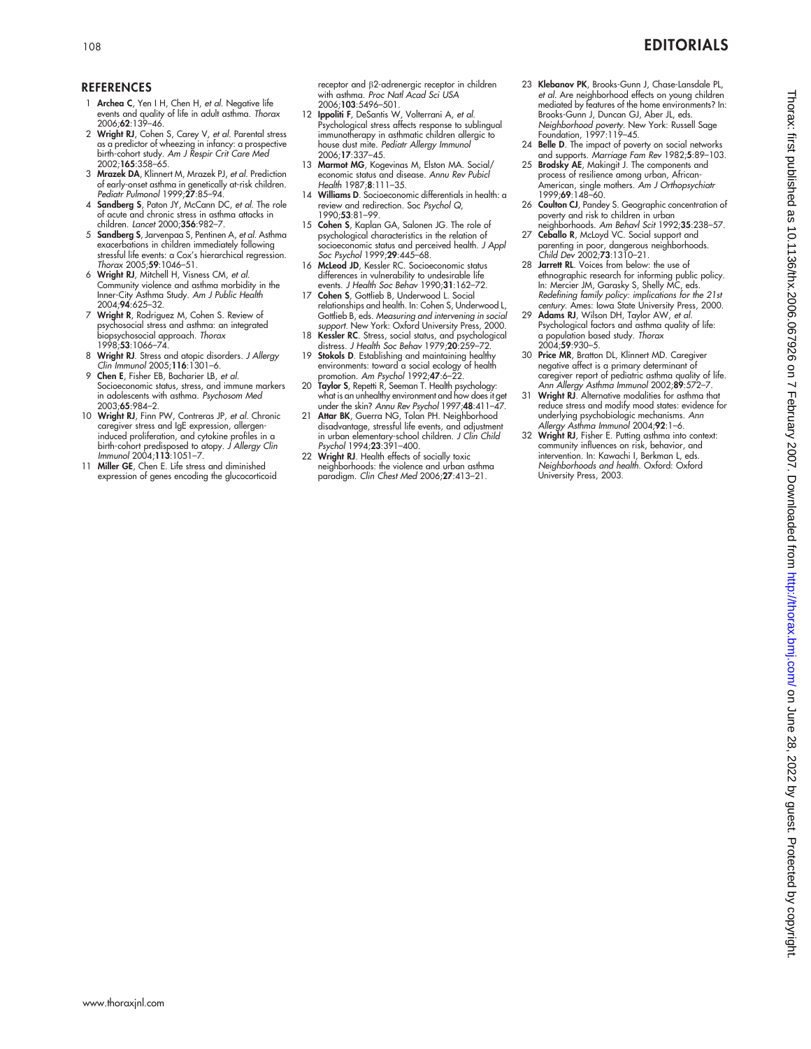## REFERENCES

1. **Archea C**, Yen I H, Chen H, *et al.* Negative life events and quality of life in adult asthma. *Thorax* 2006;**62**:139–46.
2. **Wright RJ**, Cohen S, Carey V, *et al.* Parental stress as a predictor of wheezing in infancy: a prospective birth-cohort study. *Am J Respir Crit Care Med* 2002;**165**:358–65.
3. **Mrazek DA**, Klinnert M, Mrazek PJ, *et al.* Prediction of early-onset asthma in genetically at-risk children. *Pediatr Pulmonol* 1999;**27**:85–94.
4. **Sandberg S**, Paton JY, McCann DC, *et al.* The role of acute and chronic stress in asthma attacks in children. *Lancet* 2000;**356**:982–7.
5. **Sandberg S**, Jarvenpaa S, Pentinen A, *et al.* Asthma exacerbations in children immediately following stressful life events: a Cox's hierarchical regression. *Thorax* 2005;**59**:1046–51.
6. **Wright RJ**, Mitchell H, Visness CM, *et al.* Community violence and asthma morbidity in the Inner-City Asthma Study. *Am J Public Health* 2004;**94**:625–32.
7. **Wright R**, Rodriguez M, Cohen S. Review of psychosocial stress and asthma: an integrated biopsychosocial approach. *Thorax* 1998;**53**:1066–74.
8. **Wright RJ**. Stress and atopic disorders. *J Allergy Clin Immunol* 2005;**116**:1301–6.
9. **Chen E**, Fisher EB, Bacharier LB, *et al.* Socioeconomic status, stress, and immune markers in adolescents with asthma. *Psychosom Med* 2003;**65**:984–2.
10. **Wright RJ**, Finn PW, Contreras JP, *et al.* Chronic caregiver stress and IgE expression, allergen-induced proliferation, and cytokine profiles in a birth-cohort predisposed to atopy. *J Allergy Clin Immunol* 2004;**113**:1051–7.
11. **Miller GE**, Chen E. Life stress and diminished expression of genes encoding the glucocorticoid receptor and β2-adrenergic receptor in children with asthma. *Proc Natl Acad Sci USA* 2006;**103**:5496–501.
12. **Ippoliti F**, DeSantis W, Volterrani A, *et al.* Psychological stress affects response to sublingual immunotherapy in asthmatic children allergic to house dust mite. *Pediatr Allergy Immunol* 2006;**17**:337–45.
13. **Marmot MG**, Kogevinas M, Elston MA. Social/economic status and disease. *Annu Rev Pubicl Health* 1987;**8**:111–35.
14. **Williams D**. Socioeconomic differentials in health: a review and redirection. *Soc Psychol Q*, 1990;**53**:81–99.
15. **Cohen S**, Kaplan GA, Salonen JG. The role of psychological characteristics in the relation of socioeconomic status and perceived health. *J Appl Soc Psychol* 1999;**29**:445–68.
16. **McLeod JD**, Kessler RC. Socioeconomic status differences in vulnerability to undesirable life events. *J Health Soc Behav* 1990;**31**:162–72.
17. **Cohen S**, Gottlieb B, Underwood L. Social relationships and health. In: Cohen S, Underwood L, Gottlieb B, eds. *Measuring and intervening in social support*. New York: Oxford University Press, 2000.
18. **Kessler RC**. Stress, social status, and psychological distress. *J Health Soc Behav* 1979;**20**:259–72.
19. **Stokols D**. Establishing and maintaining healthy environments: toward a social ecology of health promotion. *Am Psychol* 1992;**47**:6–22.
20. **Taylor S**, Repetti R, Seeman T. Health psychology: what is an unhealthy environment and how does it get under the skin? *Annu Rev Psychol* 1997;**48**:411–47.
21. **Attar BK**, Guerra NG, Tolan PH. Neighborhood disadvantage, stressful life events, and adjustment in urban elementary-school children. *J Clin Child Psychol* 1994;**23**:391–400.
22. **Wright RJ**. Health effects of socially toxic neighborhoods: the violence and urban asthma paradigm. *Clin Chest Med* 2006;**27**:413–21.
23. **Klebanov PK**, Brooks-Gunn J, Chase-Lansdale PL, *et al.* Are neighborhood effects on young children mediated by features of the home environments? In: Brooks-Gunn J, Duncan GJ, Aber JL, eds. *Neighborhood poverty*. New York: Russell Sage Foundation, 1997:119–45.
24. **Belle D**. The impact of poverty on social networks and supports. *Marriage Fam Rev* 1982;**5**:89–103.
25. **Brodsky AE**, Makingit J. The components and process of resilience among urban, African-American, single mothers. *Am J Orthopsychiatr* 1999;**69**:148–60.
26. **Coulton CJ**, Pandey S. Geographic concentration of poverty and risk to children in urban neighborhoods. *Am Behavl Scit* 1992;**35**:238–57.
27. **Ceballo R**, McLoyd VC. Social support and parenting in poor, dangerous neighborhoods. *Child Dev* 2002;**73**:1310–21.
28. **Jarrett RL**. Voices from below: the use of ethnographic research for informing public policy. In: Mercier JM, Garasky S, Shelly MC, eds. *Redefining family policy: implications for the 21st century*. Ames: Iowa State University Press, 2000.
29. **Adams RJ**, Wilson DH, Taylor AW, *et al.* Psychological factors and asthma quality of life: a population based study. *Thorax* 2004;**59**:930–5.
30. **Price MR**, Bratton DL, Klinnert MD. Caregiver negative affect is a primary determinant of caregiver report of pediatric asthma quality of life. *Ann Allergy Asthma Immunol* 2002;**89**:572–7.
31. **Wright RJ**. Alternative modalities for asthma that reduce stress and modify mood states: evidence for underlying psychobiologic mechanisms. *Ann Allergy Asthma Immunol* 2004;**92**:1–6.
32. **Wright RJ**, Fisher E. Putting asthma into context: community influences on risk, behavior, and intervention. In: Kawachi I, Berkman L, eds. *Neighborhoods and health*. Oxford: Oxford University Press, 2003.